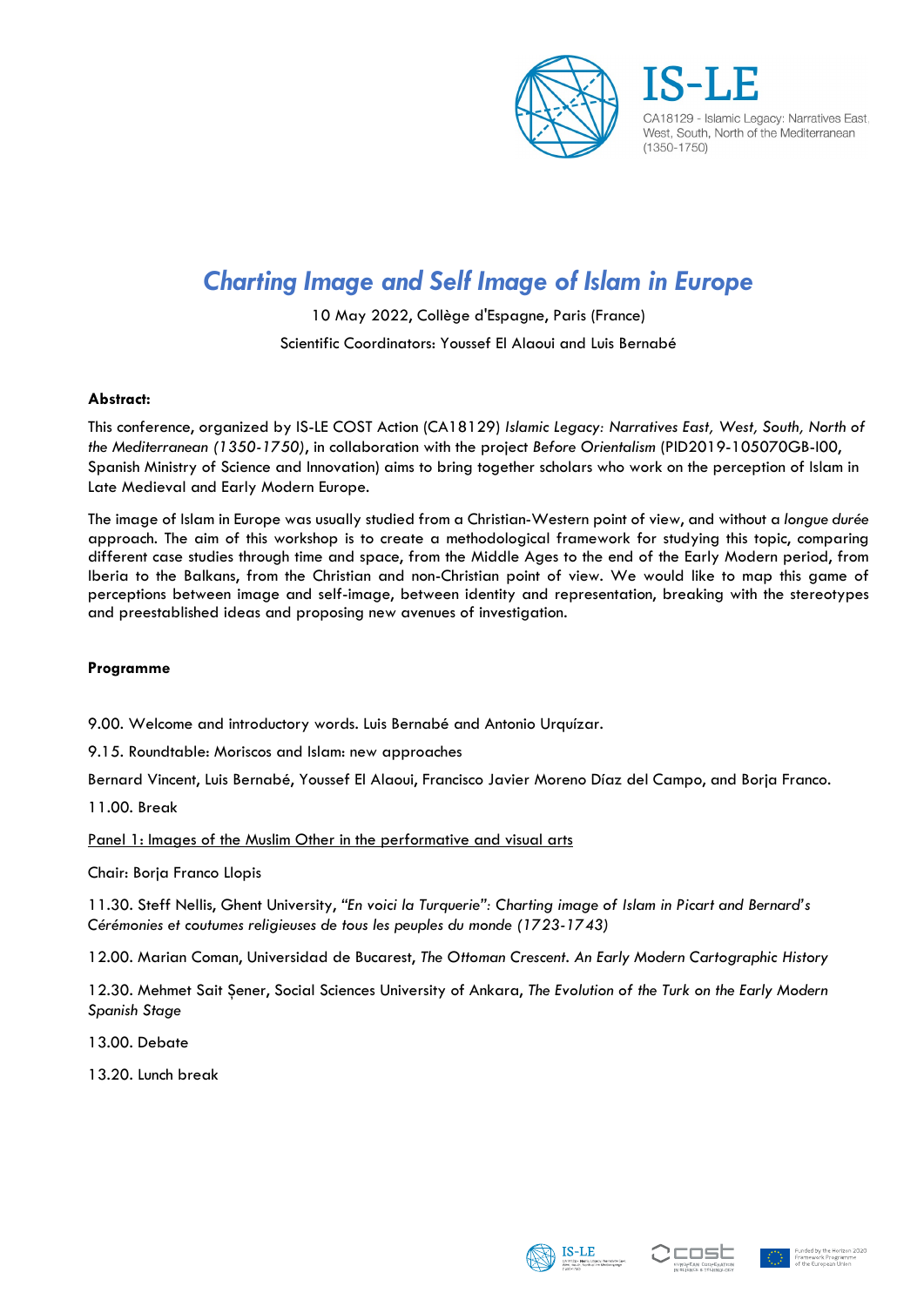IS-LE

CA18129 - Islamic Legacy: Narratives East, West, South, North of the Mediterranean (1350-1750)

# *Charting Image and Self Image of Islam in Europe*

10 May 2022, Collège d'Espagne, Paris (France)

Scientific Coordinators: Youssef El Alaoui and Luis Bernabé

**Abstract:**

This conference, organized by IS-LE COST Action (CA18129) *Islamic Legacy: Narratives East, West, South, North of the Mediterranean (1350-1750)*, in collaboration with the project *Before Orientalism* (PID2019-105070GB-I00, Spanish Ministry of Science and Innovation) aims to bring together scholars who work on the perception of Islam in Late Medieval and Early Modern Europe.

The image of Islam in Europe was usually studied from a Christian-Western point of view, and without a *longue durée* approach. The aim of this workshop is to create a methodological framework for studying this topic, comparing different case studies through time and space, from the Middle Ages to the end of the Early Modern period, from Iberia to the Balkans, from the Christian and non-Christian point of view. We would like to map this game of perceptions between image and self-image, between identity and representation, breaking with the stereotypes and preestablished ideas and proposing new avenues of investigation.

**Programme**

9.00. Welcome and introductory words. Luis Bernabé and Antonio Urquízar.

9.15. Roundtable: Moriscos and Islam: new approaches

Bernard Vincent, Luis Bernabé, Youssef El Alaoui, Francisco Javier Moreno Díaz del Campo, and Borja Franco.

11.00. Break

<u>Panel 1: Images of the Muslim Other in the performative and visual arts</u>

Chair: Borja Franco Llopis

11.30. Steff Nellis, Ghent University, *"En voici la Turquerie": Charting image of Islam in Picart and Bernard's Cérémonies et coutumes religieuses de tous les peuples du monde (1723-1743)*

12.00. Marian Coman, Universidad de Bucarest, *The Ottoman Crescent. An Early Modern Cartographic History*

12.30. Mehmet Sait Şener, Social Sciences University of Ankara, *The Evolution of the Turk on the Early Modern Spanish Stage*

13.00. Debate

13.20. Lunch break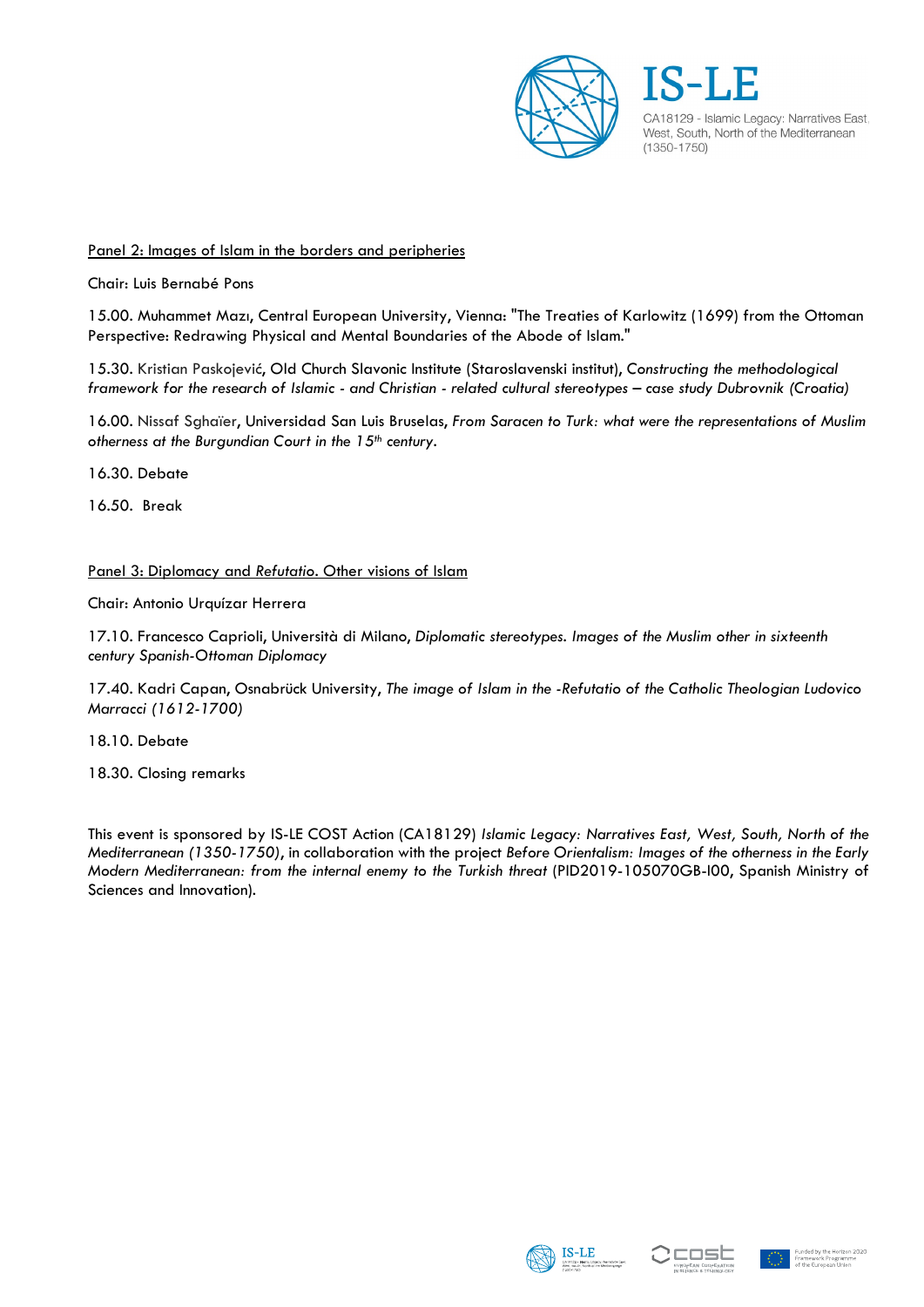Panel 2: Images of Islam in the borders and peripheries

Chair: Luis Bernabé Pons

15.00. Muhammet Mazı, Central European University, Vienna: "The Treaties of Karlowitz (1699) from the Ottoman Perspective: Redrawing Physical and Mental Boundaries of the Abode of Islam."

15.30. Kristian Paskojević, Old Church Slavonic Institute (Staroslavenski institut), *Constructing the methodological framework for the research of Islamic - and Christian - related cultural stereotypes – case study Dubrovnik (Croatia)*

16.00. Nissaf Sghaïer, Universidad San Luis Bruselas, *From Saracen to Turk: what were the representations of Muslim otherness at the Burgundian Court in the 15th century.*

16.30. Debate

16.50. Break

Panel 3: Diplomacy and *Refutatio*. Other visions of Islam

Chair: Antonio Urquízar Herrera

17.10. Francesco Caprioli, Università di Milano, *Diplomatic stereotypes. Images of the Muslim other in sixteenth century Spanish-Ottoman Diplomacy*

17.40. Kadri Capan, Osnabrück University, *The image of Islam in the -Refutatio of the Catholic Theologian Ludovico Marracci (1612-1700)*

18.10. Debate

18.30. Closing remarks

This event is sponsored by IS-LE COST Action (CA18129) *Islamic Legacy: Narratives East, West, South, North of the Mediterranean (1350-1750)*, in collaboration with the project *Before Orientalism: Images of the otherness in the Early Modern Mediterranean: from the internal enemy to the Turkish threat* (PID2019-105070GB-I00, Spanish Ministry of Sciences and Innovation).